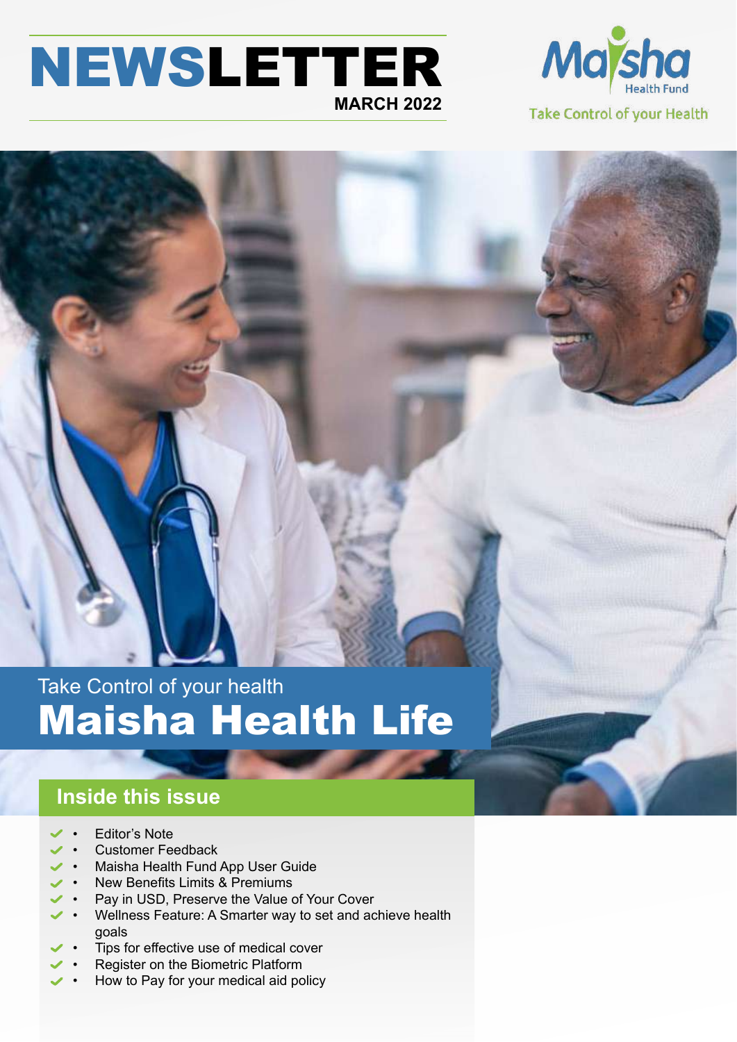# NEWSLETTER

**MARCH 2022**

Maisha Health Fund

Take Control of your Health

Take Control of your health

# Maisha Health Life

## Inside this issue

- Editor's Note
- Customer Feedback
- Maisha Health Fund App User Guide
- New Benefits Limits & Premiums
- Pay in USD, Preserve the Value of Your Cover
- Wellness Feature: A Smarter way to set and achieve health goals
- Tips for effective use of medical cover
- Register on the Biometric Platform
- How to Pay for your medical aid policy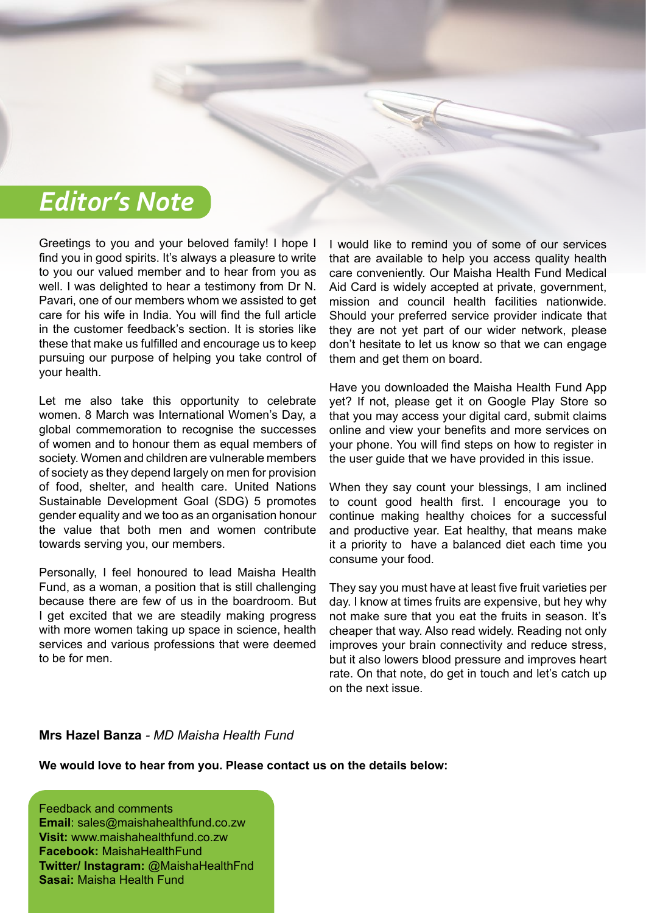# *Editor's Note*

Greetings to you and your beloved family! I hope I find you in good spirits. It's always a pleasure to write to you our valued member and to hear from you as well. I was delighted to hear a testimony from Dr N. Pavari, one of our members whom we assisted to get care for his wife in India. You will find the full article in the customer feedback's section. It is stories like these that make us fulfilled and encourage us to keep pursuing our purpose of helping you take control of your health.

Let me also take this opportunity to celebrate women. 8 March was International Women's Day, a global commemoration to recognise the successes of women and to honour them as equal members of society. Women and children are vulnerable members of society as they depend largely on men for provision of food, shelter, and health care. United Nations Sustainable Development Goal (SDG) 5 promotes gender equality and we too as an organisation honour the value that both men and women contribute towards serving you, our members.

Personally, I feel honoured to lead Maisha Health Fund, as a woman, a position that is still challenging because there are few of us in the boardroom. But I get excited that we are steadily making progress with more women taking up space in science, health services and various professions that were deemed to be for men.

I would like to remind you of some of our services that are available to help you access quality health care conveniently. Our Maisha Health Fund Medical Aid Card is widely accepted at private, government, mission and council health facilities nationwide. Should your preferred service provider indicate that they are not yet part of our wider network, please don't hesitate to let us know so that we can engage them and get them on board.

Have you downloaded the Maisha Health Fund App yet? If not, please get it on Google Play Store so that you may access your digital card, submit claims online and view your benefits and more services on your phone. You will find steps on how to register in the user guide that we have provided in this issue.

When they say count your blessings, I am inclined to count good health first. I encourage you to continue making healthy choices for a successful and productive year. Eat healthy, that means make it a priority to have a balanced diet each time you consume your food.

They say you must have at least five fruit varieties per day. I know at times fruits are expensive, but hey why not make sure that you eat the fruits in season. It's cheaper that way. Also read widely. Reading not only improves your brain connectivity and reduce stress, but it also lowers blood pressure and improves heart rate. On that note, do get in touch and let's catch up on the next issue.

**Mrs Hazel Banza** - *MD Maisha Health Fund*

**We would love to hear from you. Please contact us on the details below:**

Feedback and comments
**Email**: sales@maishahealthfund.co.zw
**Visit:** www.maishahealthfund.co.zw
**Facebook:** MaishaHealthFund
**Twitter/ Instagram:** @MaishaHealthFnd
**Sasai:** Maisha Health Fund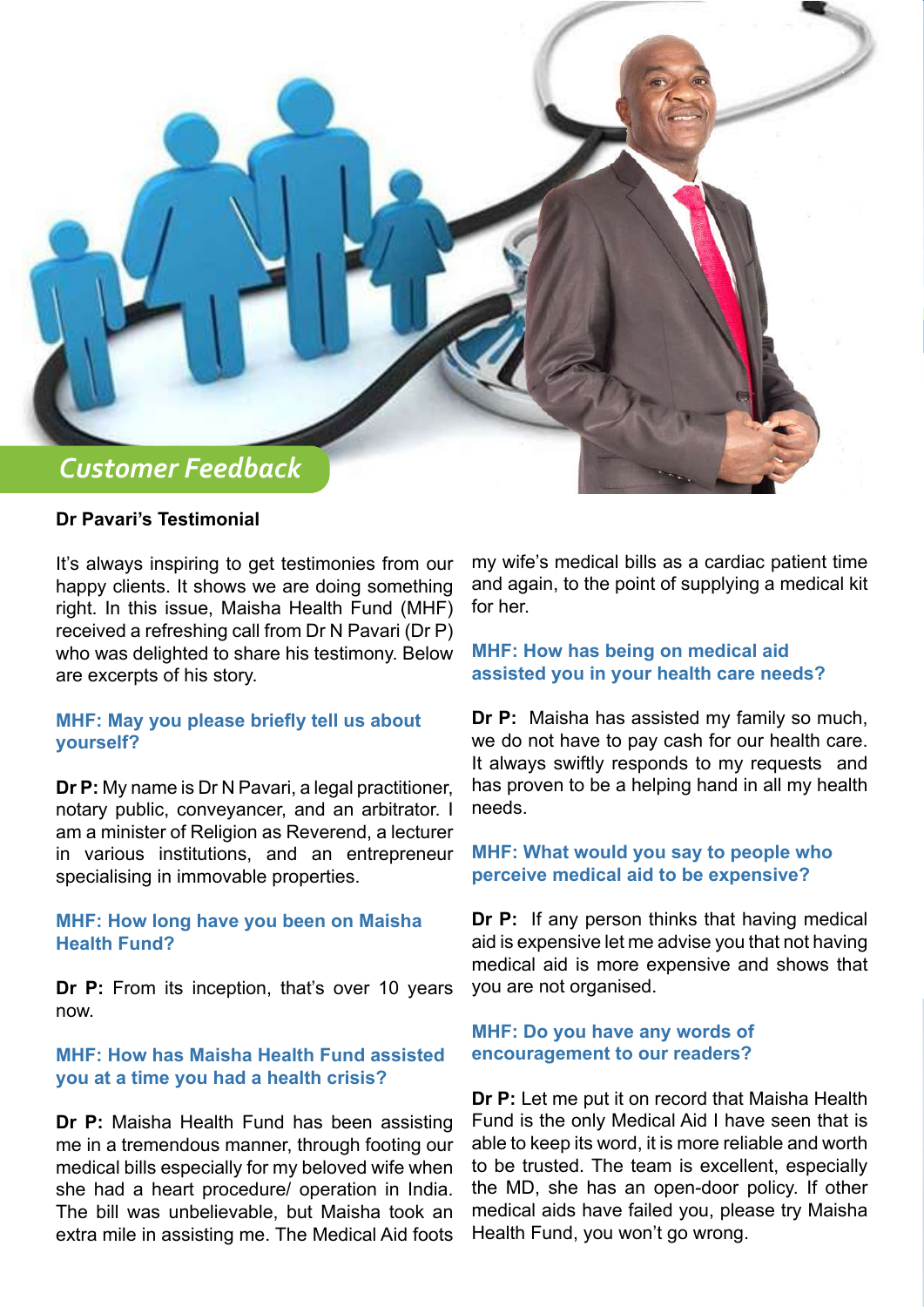## Customer Feedback

**Dr Pavari's Testimonial**

It's always inspiring to get testimonies from our happy clients. It shows we are doing something right. In this issue, Maisha Health Fund (MHF) received a refreshing call from Dr N Pavari (Dr P) who was delighted to share his testimony. Below are excerpts of his story.

### MHF: May you please briefly tell us about yourself?

**Dr P:** My name is Dr N Pavari, a legal practitioner, notary public, conveyancer, and an arbitrator. I am a minister of Religion as Reverend, a lecturer in various institutions, and an entrepreneur specialising in immovable properties.

### MHF: How long have you been on Maisha Health Fund?

**Dr P:** From its inception, that's over 10 years now.

### MHF: How has Maisha Health Fund assisted you at a time you had a health crisis?

**Dr P:** Maisha Health Fund has been assisting me in a tremendous manner, through footing our medical bills especially for my beloved wife when she had a heart procedure/ operation in India. The bill was unbelievable, but Maisha took an extra mile in assisting me. The Medical Aid foots my wife's medical bills as a cardiac patient time and again, to the point of supplying a medical kit for her.

### MHF: How has being on medical aid assisted you in your health care needs?

**Dr P:** Maisha has assisted my family so much, we do not have to pay cash for our health care. It always swiftly responds to my requests and has proven to be a helping hand in all my health needs.

### MHF: What would you say to people who perceive medical aid to be expensive?

**Dr P:** If any person thinks that having medical aid is expensive let me advise you that not having medical aid is more expensive and shows that you are not organised.

### MHF: Do you have any words of encouragement to our readers?

**Dr P:** Let me put it on record that Maisha Health Fund is the only Medical Aid I have seen that is able to keep its word, it is more reliable and worth to be trusted. The team is excellent, especially the MD, she has an open-door policy. If other medical aids have failed you, please try Maisha Health Fund, you won't go wrong.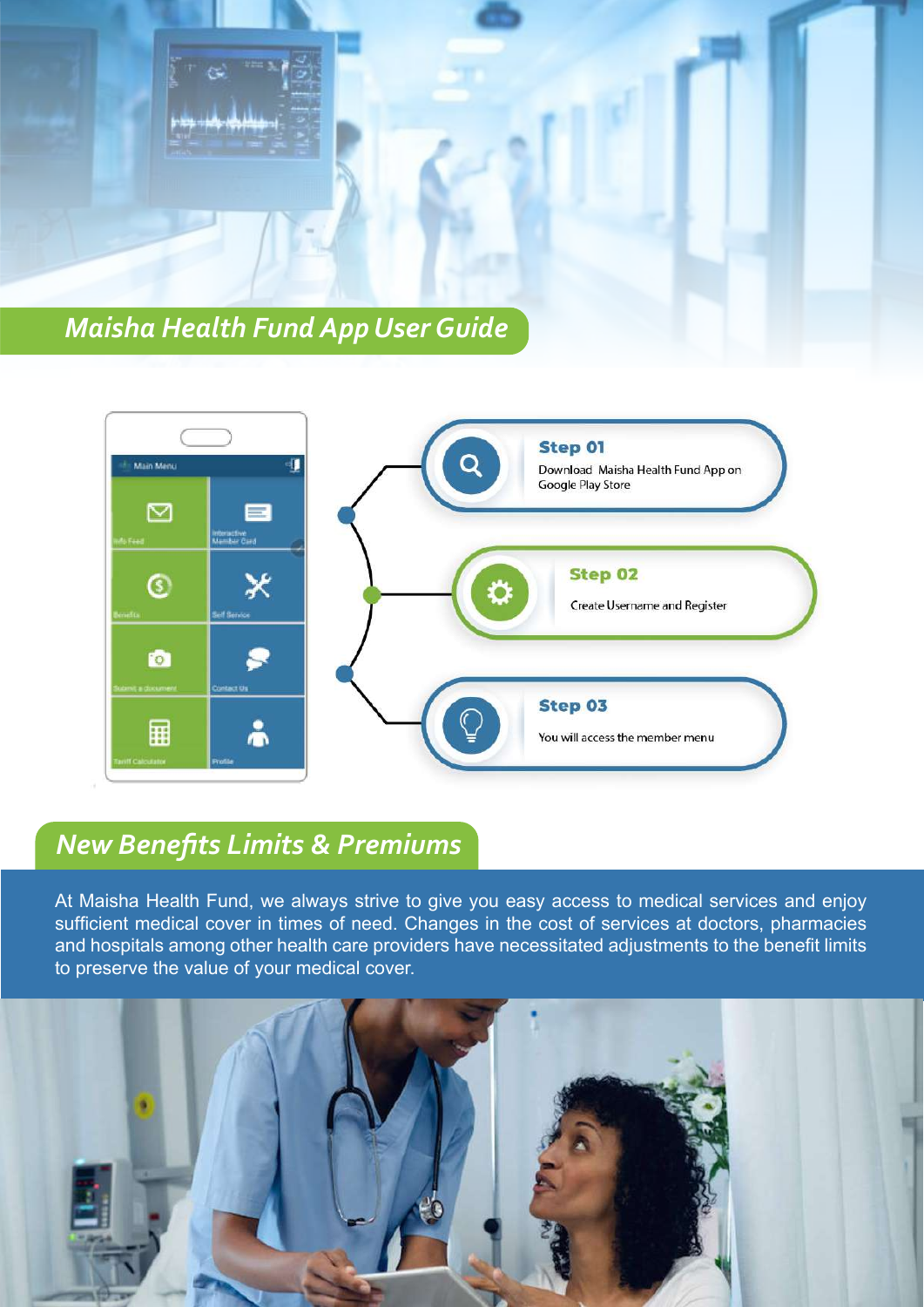## Maisha Health Fund App User Guide

**Step 01**
Download Maisha Health Fund App on Google Play Store

**Step 02**
Create Username and Register

**Step 03**
You will access the member menu

## New Benefits Limits & Premiums

At Maisha Health Fund, we always strive to give you easy access to medical services and enjoy sufficient medical cover in times of need. Changes in the cost of services at doctors, pharmacies and hospitals among other health care providers have necessitated adjustments to the benefit limits to preserve the value of your medical cover.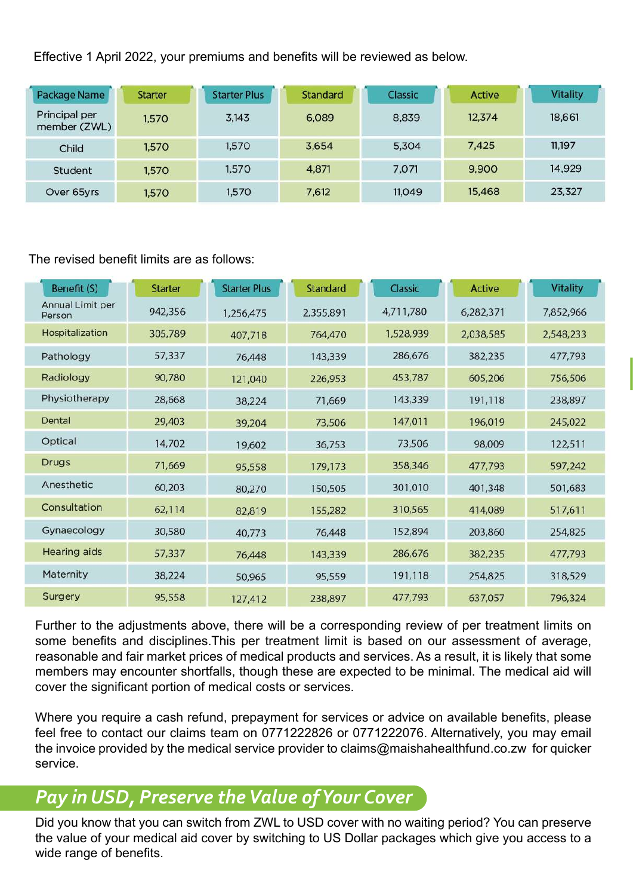Effective 1 April 2022, your premiums and benefits will be reviewed as below.

| Package Name | Starter | Starter Plus | Standard | Classic | Active | Vitality |
|---|---|---|---|---|---|---|
| Principal per member (ZWL) | 1,570 | 3,143 | 6,089 | 8,839 | 12,374 | 18,661 |
| Child | 1,570 | 1,570 | 3,654 | 5,304 | 7,425 | 11,197 |
| Student | 1,570 | 1,570 | 4,871 | 7,071 | 9,900 | 14,929 |
| Over 65yrs | 1,570 | 1,570 | 7,612 | 11,049 | 15,468 | 23,327 |

The revised benefit limits are as follows:

| Benefit (S) | Starter | Starter Plus | Standard | Classic | Active | Vitality |
|---|---|---|---|---|---|---|
| Annual Limit per Person | 942,356 | 1,256,475 | 2,355,891 | 4,711,780 | 6,282,371 | 7,852,966 |
| Hospitalization | 305,789 | 407,718 | 764,470 | 1,528,939 | 2,038,585 | 2,548,233 |
| Pathology | 57,337 | 76,448 | 143,339 | 286,676 | 382,235 | 477,793 |
| Radiology | 90,780 | 121,040 | 226,953 | 453,787 | 605,206 | 756,506 |
| Physiotherapy | 28,668 | 38,224 | 71,669 | 143,339 | 191,118 | 238,897 |
| Dental | 29,403 | 39,204 | 73,506 | 147,011 | 196,019 | 245,022 |
| Optical | 14,702 | 19,602 | 36,753 | 73,506 | 98,009 | 122,511 |
| Drugs | 71,669 | 95,558 | 179,173 | 358,346 | 477,793 | 597,242 |
| Anesthetic | 60,203 | 80,270 | 150,505 | 301,010 | 401,348 | 501,683 |
| Consultation | 62,114 | 82,819 | 155,282 | 310,565 | 414,089 | 517,611 |
| Gynaecology | 30,580 | 40,773 | 76,448 | 152,894 | 203,860 | 254,825 |
| Hearing aids | 57,337 | 76,448 | 143,339 | 286,676 | 382,235 | 477,793 |
| Maternity | 38,224 | 50,965 | 95,559 | 191,118 | 254,825 | 318,529 |
| Surgery | 95,558 | 127,412 | 238,897 | 477,793 | 637,057 | 796,324 |

Further to the adjustments above, there will be a corresponding review of per treatment limits on some benefits and disciplines.This per treatment limit is based on our assessment of average, reasonable and fair market prices of medical products and services. As a result, it is likely that some members may encounter shortfalls, though these are expected to be minimal. The medical aid will cover the significant portion of medical costs or services.

Where you require a cash refund, prepayment for services or advice on available benefits, please feel free to contact our claims team on 0771222826 or 0771222076. Alternatively, you may email the invoice provided by the medical service provider to claims@maishahealthfund.co.zw for quicker service.

## *Pay in USD, Preserve the Value of Your Cover*

Did you know that you can switch from ZWL to USD cover with no waiting period? You can preserve the value of your medical aid cover by switching to US Dollar packages which give you access to a wide range of benefits.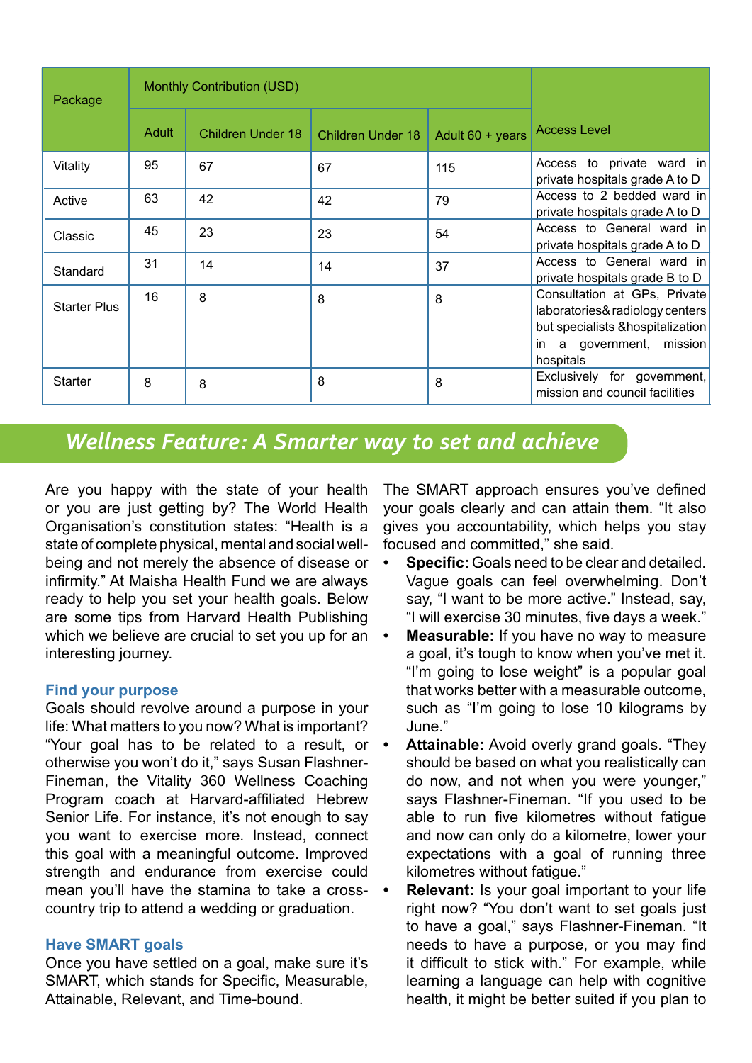| Package | Monthly Contribution (USD) | | | | Access Level |
|---|---|---|---|---|---|
| | Adult | Children Under 18 | Children Under 18 | Adult 60 + years | |
| Vitality | 95 | 67 | 67 | 115 | Access to private ward in private hospitals grade A to D |
| Active | 63 | 42 | 42 | 79 | Access to 2 bedded ward in private hospitals grade A to D |
| Classic | 45 | 23 | 23 | 54 | Access to General ward in private hospitals grade A to D |
| Standard | 31 | 14 | 14 | 37 | Access to General ward in private hospitals grade B to D |
| Starter Plus | 16 | 8 | 8 | 8 | Consultation at GPs, Private laboratories& radiology centers but specialists &hospitalization in a government, mission hospitals |
| Starter | 8 | 8 | 8 | 8 | Exclusively for government, mission and council facilities |

## *Wellness Feature: A Smarter way to set and achieve*

Are you happy with the state of your health or you are just getting by? The World Health Organisation's constitution states: "Health is a state of complete physical, mental and social well-being and not merely the absence of disease or infirmity." At Maisha Health Fund we are always ready to help you set your health goals. Below are some tips from Harvard Health Publishing which we believe are crucial to set you up for an interesting journey.

### Find your purpose

Goals should revolve around a purpose in your life: What matters to you now? What is important? "Your goal has to be related to a result, or otherwise you won't do it," says Susan Flashner-Fineman, the Vitality 360 Wellness Coaching Program coach at Harvard-affiliated Hebrew Senior Life. For instance, it's not enough to say you want to exercise more. Instead, connect this goal with a meaningful outcome. Improved strength and endurance from exercise could mean you'll have the stamina to take a cross-country trip to attend a wedding or graduation.

### Have SMART goals

Once you have settled on a goal, make sure it's SMART, which stands for Specific, Measurable, Attainable, Relevant, and Time-bound.

The SMART approach ensures you've defined your goals clearly and can attain them. "It also gives you accountability, which helps you stay focused and committed," she said.

- **Specific:** Goals need to be clear and detailed. Vague goals can feel overwhelming. Don't say, "I want to be more active." Instead, say, "I will exercise 30 minutes, five days a week."
- **Measurable:** If you have no way to measure a goal, it's tough to know when you've met it. "I'm going to lose weight" is a popular goal that works better with a measurable outcome, such as "I'm going to lose 10 kilograms by June."
- **Attainable:** Avoid overly grand goals. "They should be based on what you realistically can do now, and not when you were younger," says Flashner-Fineman. "If you used to be able to run five kilometres without fatigue and now can only do a kilometre, lower your expectations with a goal of running three kilometres without fatigue."
- **Relevant:** Is your goal important to your life right now? "You don't want to set goals just to have a goal," says Flashner-Fineman. "It needs to have a purpose, or you may find it difficult to stick with." For example, while learning a language can help with cognitive health, it might be better suited if you plan to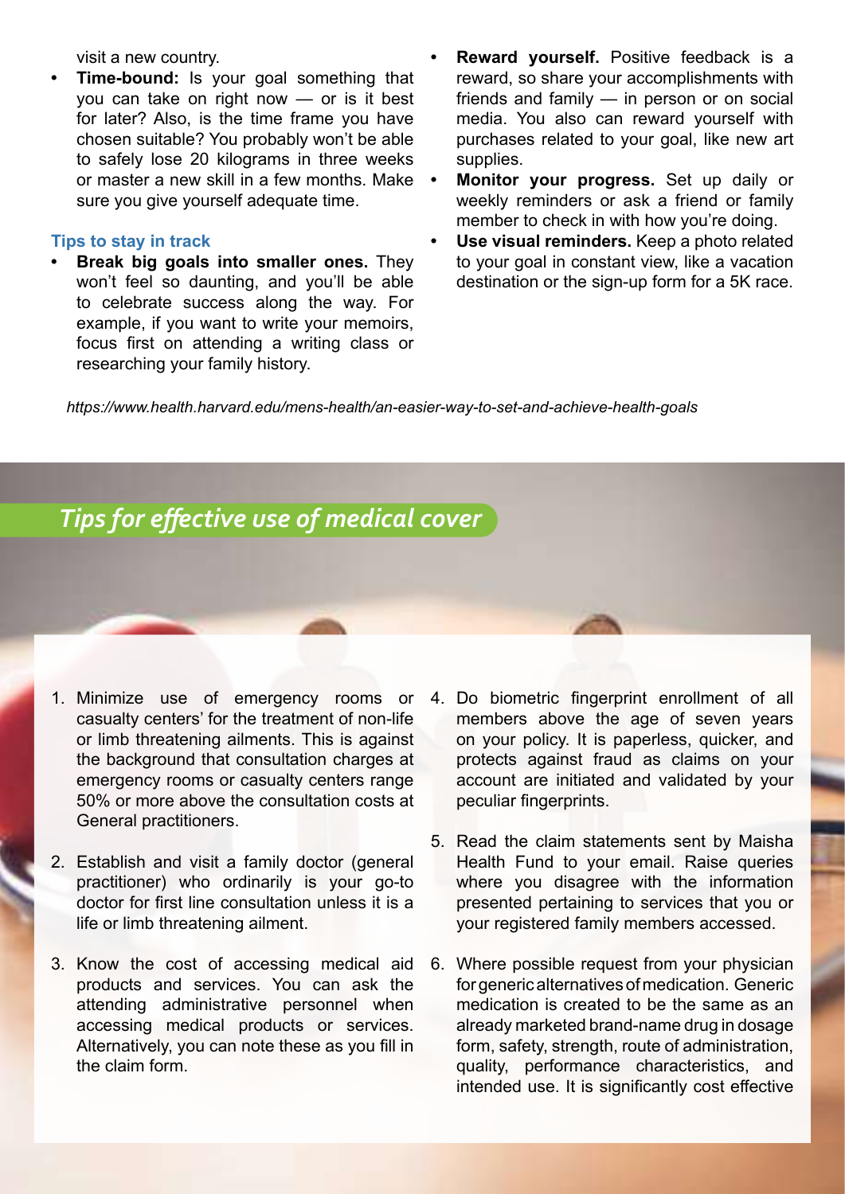visit a new country.

- **Time-bound:** Is your goal something that you can take on right now — or is it best for later? Also, is the time frame you have chosen suitable? You probably won't be able to safely lose 20 kilograms in three weeks or master a new skill in a few months. Make sure you give yourself adequate time.

### Tips to stay in track

- **Break big goals into smaller ones.** They won't feel so daunting, and you'll be able to celebrate success along the way. For example, if you want to write your memoirs, focus first on attending a writing class or researching your family history.
- **Reward yourself.** Positive feedback is a reward, so share your accomplishments with friends and family — in person or on social media. You also can reward yourself with purchases related to your goal, like new art supplies.
- **Monitor your progress.** Set up daily or weekly reminders or ask a friend or family member to check in with how you're doing.
- **Use visual reminders.** Keep a photo related to your goal in constant view, like a vacation destination or the sign-up form for a 5K race.

*https://www.health.harvard.edu/mens-health/an-easier-way-to-set-and-achieve-health-goals*

## Tips for effective use of medical cover

1. Minimize use of emergency rooms or casualty centers' for the treatment of non-life or limb threatening ailments. This is against the background that consultation charges at emergency rooms or casualty centers range 50% or more above the consultation costs at General practitioners.

2. Establish and visit a family doctor (general practitioner) who ordinarily is your go-to doctor for first line consultation unless it is a life or limb threatening ailment.

3. Know the cost of accessing medical aid products and services. You can ask the attending administrative personnel when accessing medical products or services. Alternatively, you can note these as you fill in the claim form.

4. Do biometric fingerprint enrollment of all members above the age of seven years on your policy. It is paperless, quicker, and protects against fraud as claims on your account are initiated and validated by your peculiar fingerprints.

5. Read the claim statements sent by Maisha Health Fund to your email. Raise queries where you disagree with the information presented pertaining to services that you or your registered family members accessed.

6. Where possible request from your physician for generic alternatives of medication. Generic medication is created to be the same as an already marketed brand-name drug in dosage form, safety, strength, route of administration, quality, performance characteristics, and intended use. It is significantly cost effective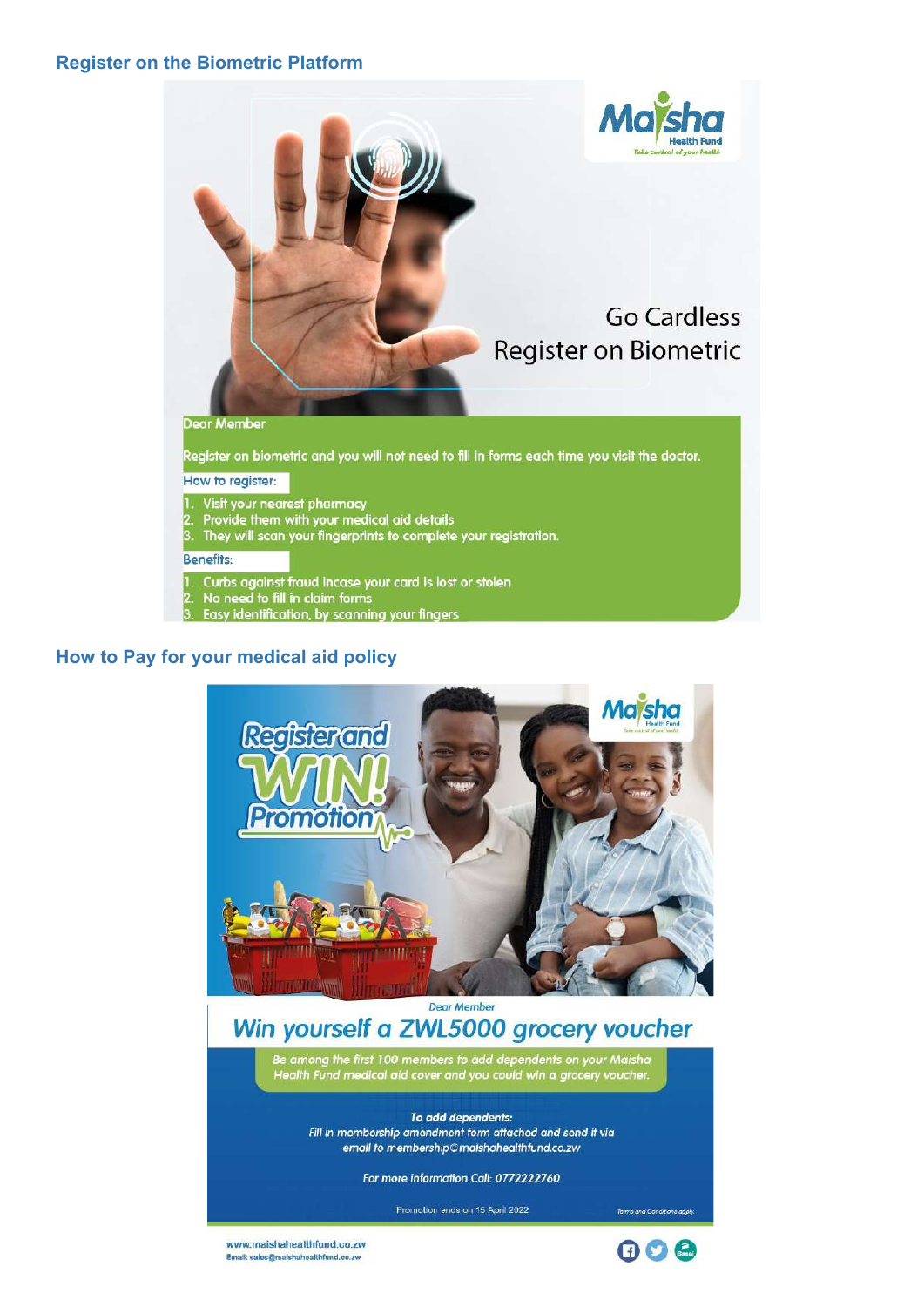## Register on the Biometric Platform

Maisha Health Fund
*Take control of your health*

Go Cardless
Register on Biometric

Dear Member

Register on biometric and you will not need to fill in forms each time you visit the doctor.

How to register:

1. Visit your nearest pharmacy
2. Provide them with your medical aid details
3. They will scan your fingerprints to complete your registration.

Benefits:

1. Curbs against fraud incase your card is lost or stolen
2. No need to fill in claim forms
3. Easy identification, by scanning your fingers

## How to Pay for your medical aid policy

Register and WIN! Promotion

Maisha Health Fund

Dear Member

# Win yourself a ZWL5000 grocery voucher

*Be among the first 100 members to add dependents on your Maisha Health Fund medical aid cover and you could win a grocery voucher.*

*To add dependents:*
*Fill in membership amendment form attached and send it via email to membership@maishahealthfund.co.zw*

For more information Call: 0772222760

Promotion ends on 15 April 2022

*Terms and Conditions apply*

www.maishahealthfund.co.zw
Email: sales@maishahealthfund.co.zw